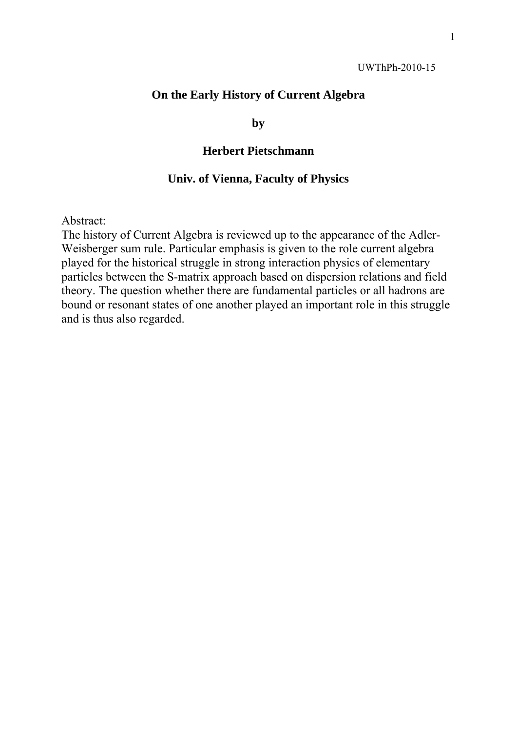UWThPh-2010-15

# On the Early History of Current Algebra

**by**

**Herbert Pietschmann**

**Univ. of Vienna, Faculty of Physics**

Abstract:

The history of Current Algebra is reviewed up to the appearance of the Adler-Weisberger sum rule. Particular emphasis is given to the role current algebra played for the historical struggle in strong interaction physics of elementary particles between the S-matrix approach based on dispersion relations and field theory. The question whether there are fundamental particles or all hadrons are bound or resonant states of one another played an important role in this struggle and is thus also regarded.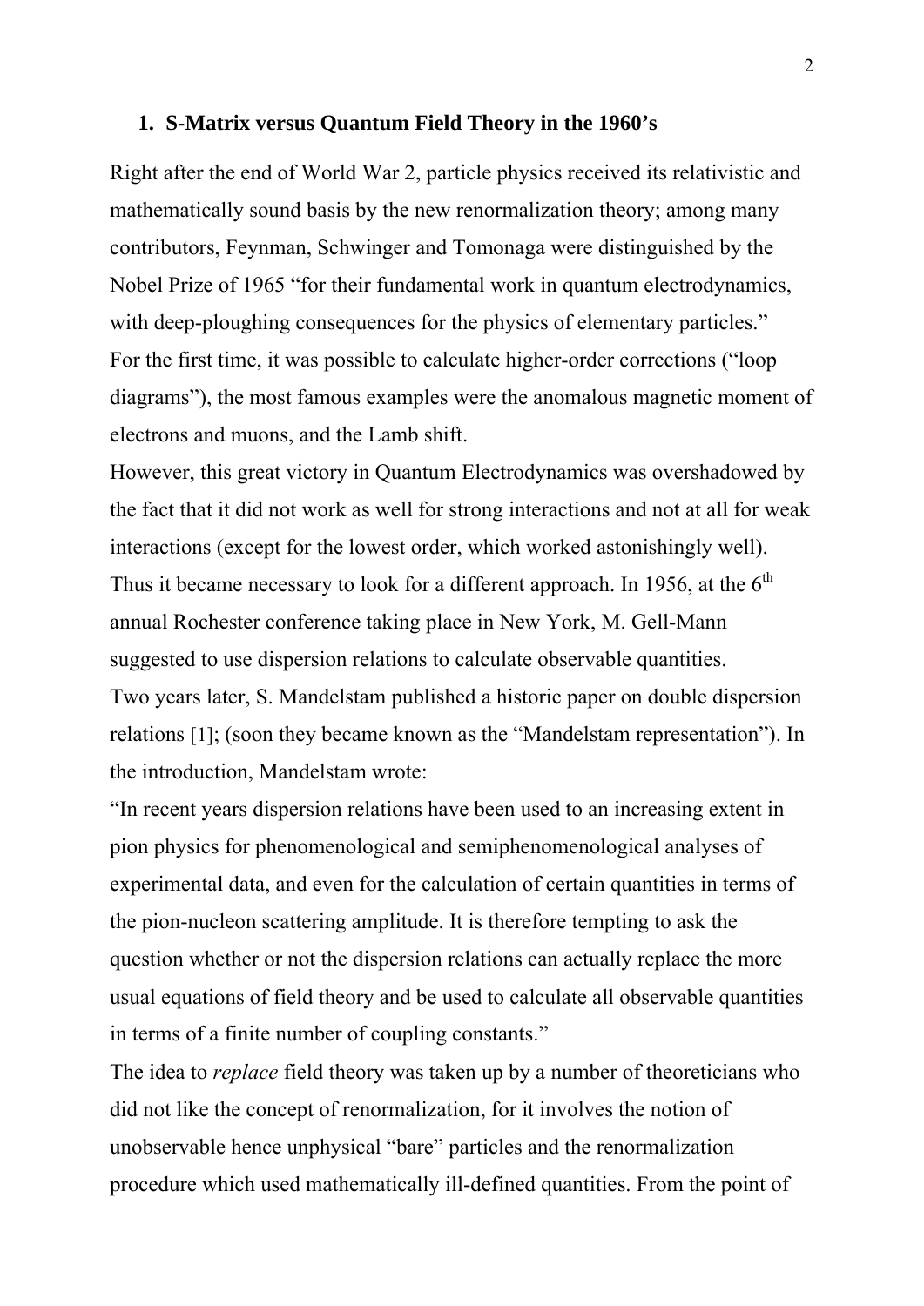## 1. S-Matrix versus Quantum Field Theory in the 1960's

Right after the end of World War 2, particle physics received its relativistic and mathematically sound basis by the new renormalization theory; among many contributors, Feynman, Schwinger and Tomonaga were distinguished by the Nobel Prize of 1965 "for their fundamental work in quantum electrodynamics, with deep-ploughing consequences for the physics of elementary particles."
For the first time, it was possible to calculate higher-order corrections ("loop diagrams"), the most famous examples were the anomalous magnetic moment of electrons and muons, and the Lamb shift.
However, this great victory in Quantum Electrodynamics was overshadowed by the fact that it did not work as well for strong interactions and not at all for weak interactions (except for the lowest order, which worked astonishingly well).
Thus it became necessary to look for a different approach. In 1956, at the 6$^{th}$ annual Rochester conference taking place in New York, M. Gell-Mann suggested to use dispersion relations to calculate observable quantities.
Two years later, S. Mandelstam published a historic paper on double dispersion relations [1]; (soon they became known as the "Mandelstam representation"). In the introduction, Mandelstam wrote:
"In recent years dispersion relations have been used to an increasing extent in pion physics for phenomenological and semiphenomenological analyses of experimental data, and even for the calculation of certain quantities in terms of the pion-nucleon scattering amplitude. It is therefore tempting to ask the question whether or not the dispersion relations can actually replace the more usual equations of field theory and be used to calculate all observable quantities in terms of a finite number of coupling constants."
The idea to *replace* field theory was taken up by a number of theoreticians who did not like the concept of renormalization, for it involves the notion of unobservable hence unphysical "bare" particles and the renormalization procedure which used mathematically ill-defined quantities. From the point of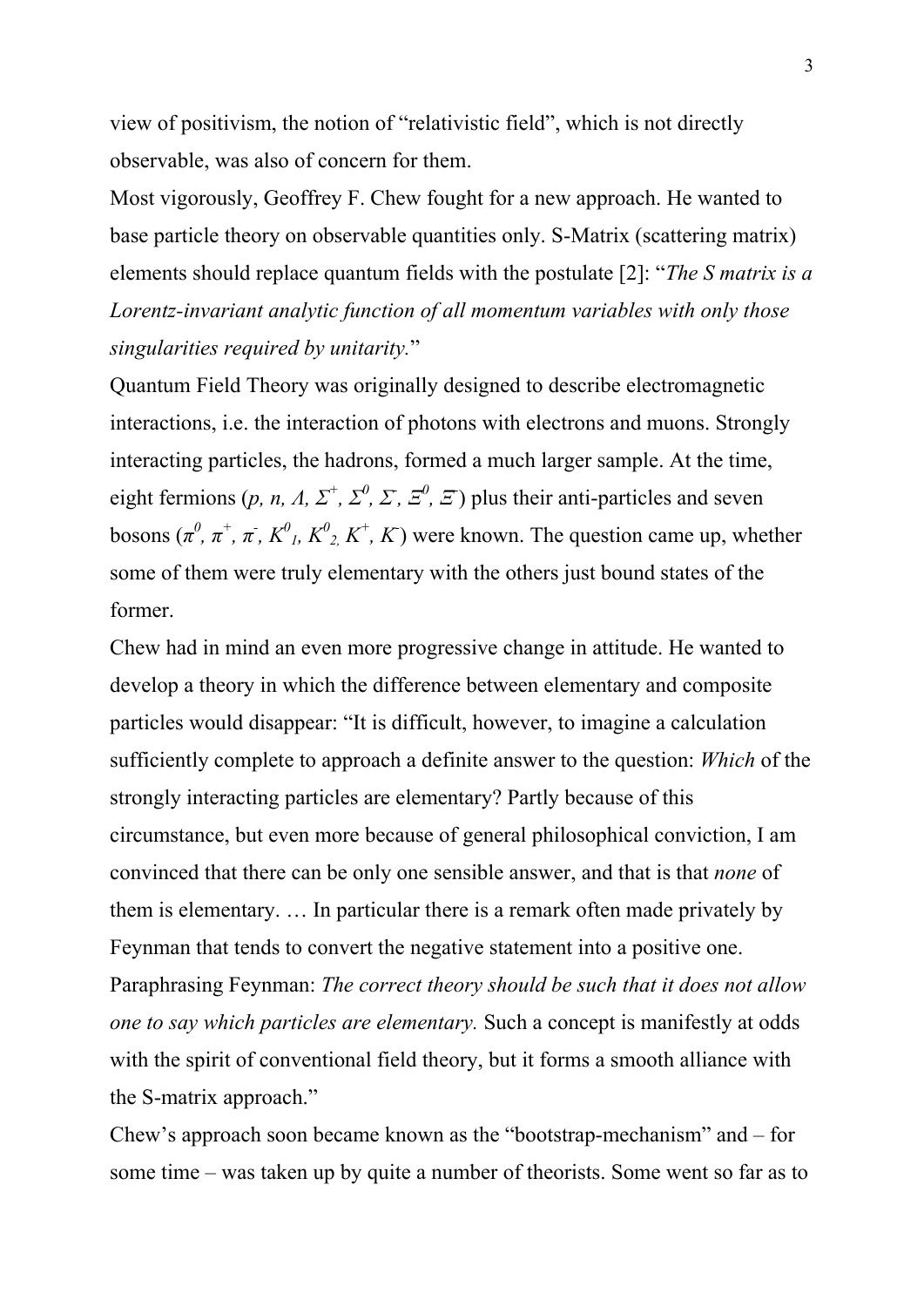view of positivism, the notion of "relativistic field", which is not directly observable, was also of concern for them.

Most vigorously, Geoffrey F. Chew fought for a new approach. He wanted to base particle theory on observable quantities only. S-Matrix (scattering matrix) elements should replace quantum fields with the postulate [2]: "*The S matrix is a Lorentz-invariant analytic function of all momentum variables with only those singularities required by unitarity.*"

Quantum Field Theory was originally designed to describe electromagnetic interactions, i.e. the interaction of photons with electrons and muons. Strongly interacting particles, the hadrons, formed a much larger sample. At the time, eight fermions ($p$, $n$, $\Lambda$, $\Sigma^+$, $\Sigma^0$, $\Sigma^-$, $\Xi^0$, $\Xi^-$) plus their anti-particles and seven bosons ($\pi^0$, $\pi^+$, $\pi^-$, $K^0_1$, $K^0_2$, $K^+$, $K^-$) were known. The question came up, whether some of them were truly elementary with the others just bound states of the former.

Chew had in mind an even more progressive change in attitude. He wanted to develop a theory in which the difference between elementary and composite particles would disappear: "It is difficult, however, to imagine a calculation sufficiently complete to approach a definite answer to the question: *Which* of the strongly interacting particles are elementary? Partly because of this circumstance, but even more because of general philosophical conviction, I am convinced that there can be only one sensible answer, and that is that *none* of them is elementary. … In particular there is a remark often made privately by Feynman that tends to convert the negative statement into a positive one. Paraphrasing Feynman: *The correct theory should be such that it does not allow one to say which particles are elementary.* Such a concept is manifestly at odds with the spirit of conventional field theory, but it forms a smooth alliance with the S-matrix approach."

Chew's approach soon became known as the "bootstrap-mechanism" and – for some time – was taken up by quite a number of theorists. Some went so far as to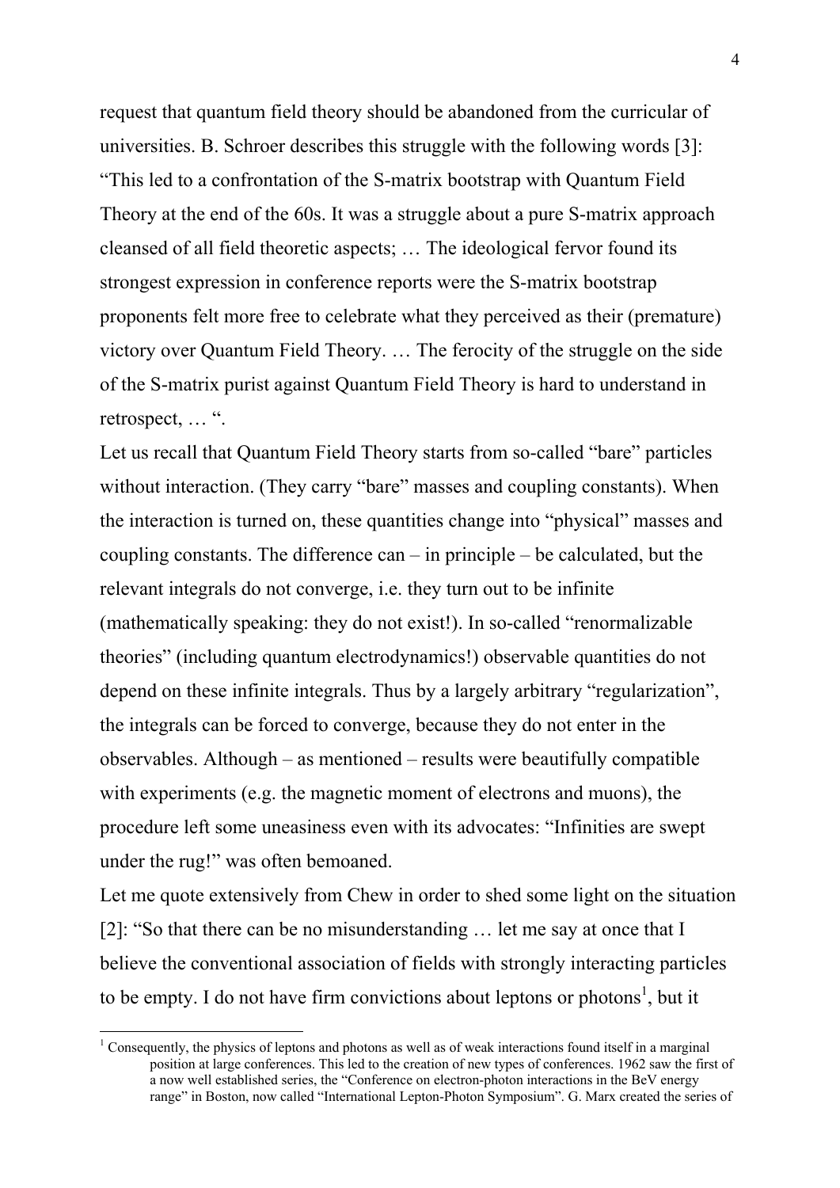request that quantum field theory should be abandoned from the curricular of universities. B. Schroer describes this struggle with the following words [3]: "This led to a confrontation of the S-matrix bootstrap with Quantum Field Theory at the end of the 60s. It was a struggle about a pure S-matrix approach cleansed of all field theoretic aspects; … The ideological fervor found its strongest expression in conference reports were the S-matrix bootstrap proponents felt more free to celebrate what they perceived as their (premature) victory over Quantum Field Theory. … The ferocity of the struggle on the side of the S-matrix purist against Quantum Field Theory is hard to understand in retrospect, … ".

Let us recall that Quantum Field Theory starts from so-called "bare" particles without interaction. (They carry "bare" masses and coupling constants). When the interaction is turned on, these quantities change into "physical" masses and coupling constants. The difference can – in principle – be calculated, but the relevant integrals do not converge, i.e. they turn out to be infinite (mathematically speaking: they do not exist!). In so-called "renormalizable theories" (including quantum electrodynamics!) observable quantities do not depend on these infinite integrals. Thus by a largely arbitrary "regularization", the integrals can be forced to converge, because they do not enter in the observables. Although – as mentioned – results were beautifully compatible with experiments (e.g. the magnetic moment of electrons and muons), the procedure left some uneasiness even with its advocates: "Infinities are swept under the rug!" was often bemoaned.

Let me quote extensively from Chew in order to shed some light on the situation [2]: "So that there can be no misunderstanding … let me say at once that I believe the conventional association of fields with strongly interacting particles to be empty. I do not have firm convictions about leptons or photons[1], but it

[1] Consequently, the physics of leptons and photons as well as of weak interactions found itself in a marginal position at large conferences. This led to the creation of new types of conferences. 1962 saw the first of a now well established series, the "Conference on electron-photon interactions in the BeV energy range" in Boston, now called "International Lepton-Photon Symposium". G. Marx created the series of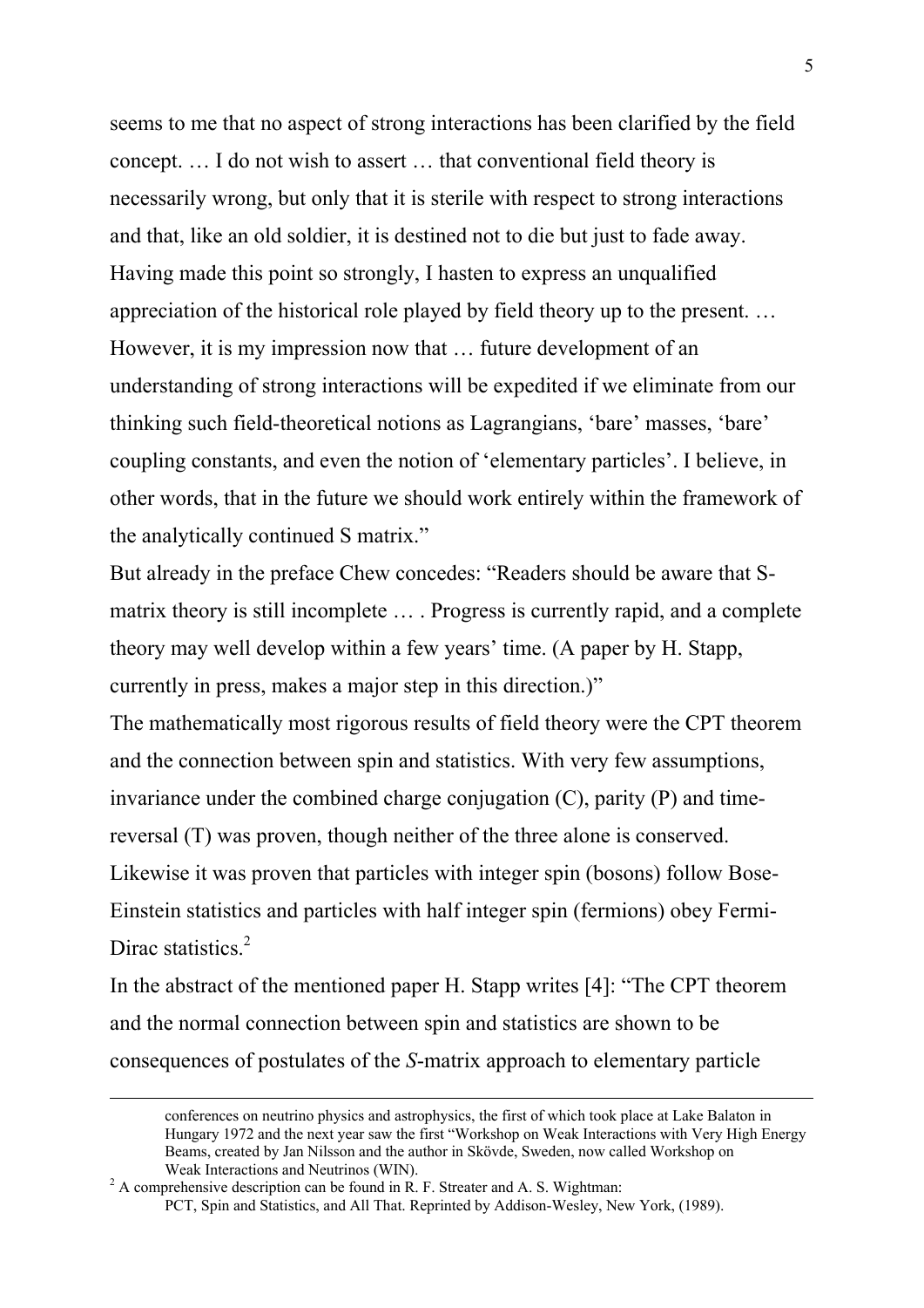seems to me that no aspect of strong interactions has been clarified by the field concept. … I do not wish to assert … that conventional field theory is necessarily wrong, but only that it is sterile with respect to strong interactions and that, like an old soldier, it is destined not to die but just to fade away. Having made this point so strongly, I hasten to express an unqualified appreciation of the historical role played by field theory up to the present. … However, it is my impression now that … future development of an understanding of strong interactions will be expedited if we eliminate from our thinking such field-theoretical notions as Lagrangians, 'bare' masses, 'bare' coupling constants, and even the notion of 'elementary particles'. I believe, in other words, that in the future we should work entirely within the framework of the analytically continued S matrix."

But already in the preface Chew concedes: "Readers should be aware that S-matrix theory is still incomplete … . Progress is currently rapid, and a complete theory may well develop within a few years' time. (A paper by H. Stapp, currently in press, makes a major step in this direction.)"

The mathematically most rigorous results of field theory were the CPT theorem and the connection between spin and statistics. With very few assumptions, invariance under the combined charge conjugation (C), parity (P) and time-reversal (T) was proven, though neither of the three alone is conserved. Likewise it was proven that particles with integer spin (bosons) follow Bose-Einstein statistics and particles with half integer spin (fermions) obey Fermi-Dirac statistics.[2]

In the abstract of the mentioned paper H. Stapp writes [4]: "The CPT theorem and the normal connection between spin and statistics are shown to be consequences of postulates of the *S*-matrix approach to elementary particle

---

conferences on neutrino physics and astrophysics, the first of which took place at Lake Balaton in Hungary 1972 and the next year saw the first "Workshop on Weak Interactions with Very High Energy Beams, created by Jan Nilsson and the author in Skövde, Sweden, now called Workshop on Weak Interactions and Neutrinos (WIN).

[2] A comprehensive description can be found in R. F. Streater and A. S. Wightman: PCT, Spin and Statistics, and All That. Reprinted by Addison-Wesley, New York, (1989).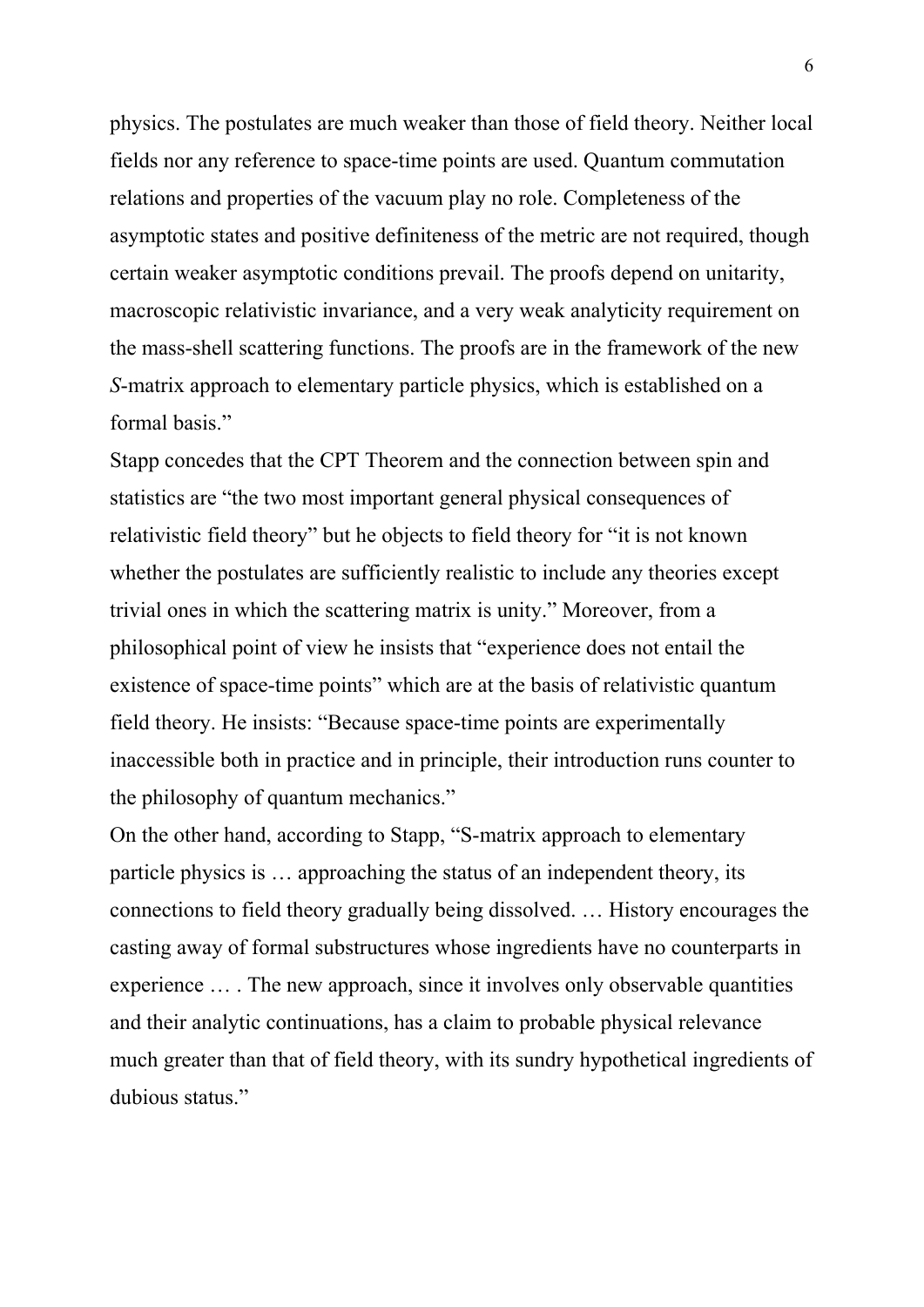physics. The postulates are much weaker than those of field theory. Neither local fields nor any reference to space-time points are used. Quantum commutation relations and properties of the vacuum play no role. Completeness of the asymptotic states and positive definiteness of the metric are not required, though certain weaker asymptotic conditions prevail. The proofs depend on unitarity, macroscopic relativistic invariance, and a very weak analyticity requirement on the mass-shell scattering functions. The proofs are in the framework of the new *S*-matrix approach to elementary particle physics, which is established on a formal basis."

Stapp concedes that the CPT Theorem and the connection between spin and statistics are "the two most important general physical consequences of relativistic field theory" but he objects to field theory for "it is not known whether the postulates are sufficiently realistic to include any theories except trivial ones in which the scattering matrix is unity." Moreover, from a philosophical point of view he insists that "experience does not entail the existence of space-time points" which are at the basis of relativistic quantum field theory. He insists: "Because space-time points are experimentally inaccessible both in practice and in principle, their introduction runs counter to the philosophy of quantum mechanics."

On the other hand, according to Stapp, "S-matrix approach to elementary particle physics is … approaching the status of an independent theory, its connections to field theory gradually being dissolved. … History encourages the casting away of formal substructures whose ingredients have no counterparts in experience … . The new approach, since it involves only observable quantities and their analytic continuations, has a claim to probable physical relevance much greater than that of field theory, with its sundry hypothetical ingredients of dubious status."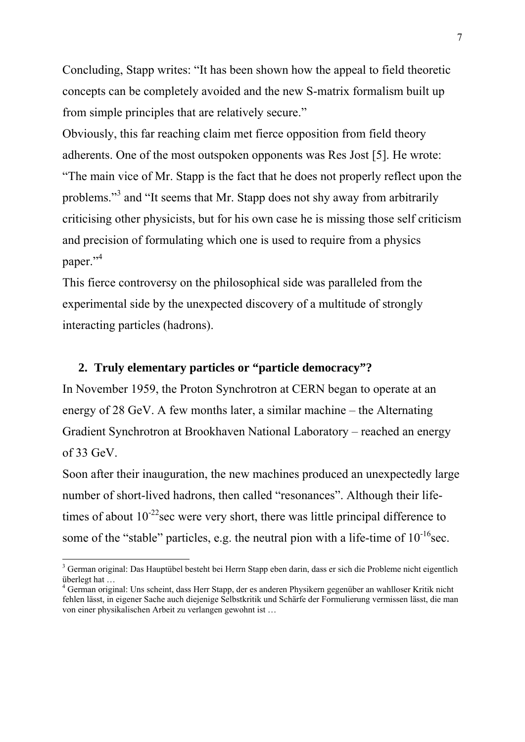Concluding, Stapp writes: “It has been shown how the appeal to field theoretic concepts can be completely avoided and the new S-matrix formalism built up from simple principles that are relatively secure.”

Obviously, this far reaching claim met fierce opposition from field theory adherents. One of the most outspoken opponents was Res Jost [5]. He wrote: “The main vice of Mr. Stapp is the fact that he does not properly reflect upon the problems.”[3] and “It seems that Mr. Stapp does not shy away from arbitrarily criticising other physicists, but for his own case he is missing those self criticism and precision of formulating which one is used to require from a physics paper.”[4]

This fierce controversy on the philosophical side was paralleled from the experimental side by the unexpected discovery of a multitude of strongly interacting particles (hadrons).

## 2. Truly elementary particles or “particle democracy”?

In November 1959, the Proton Synchrotron at CERN began to operate at an energy of 28 GeV. A few months later, a similar machine – the Alternating Gradient Synchrotron at Brookhaven National Laboratory – reached an energy of 33 GeV.

Soon after their inauguration, the new machines produced an unexpectedly large number of short-lived hadrons, then called “resonances”. Although their life-times of about $10^{-22}$sec were very short, there was little principal difference to some of the “stable” particles, e.g. the neutral pion with a life-time of $10^{-16}$sec.

---

[3] German original: Das Hauptübel besteht bei Herrn Stapp eben darin, dass er sich die Probleme nicht eigentlich überlegt hat …

[4] German original: Uns scheint, dass Herr Stapp, der es anderen Physikern gegenüber an wahlloser Kritik nicht fehlen lässt, in eigener Sache auch diejenige Selbstkritik und Schärfe der Formulierung vermissen lässt, die man von einer physikalischen Arbeit zu verlangen gewohnt ist …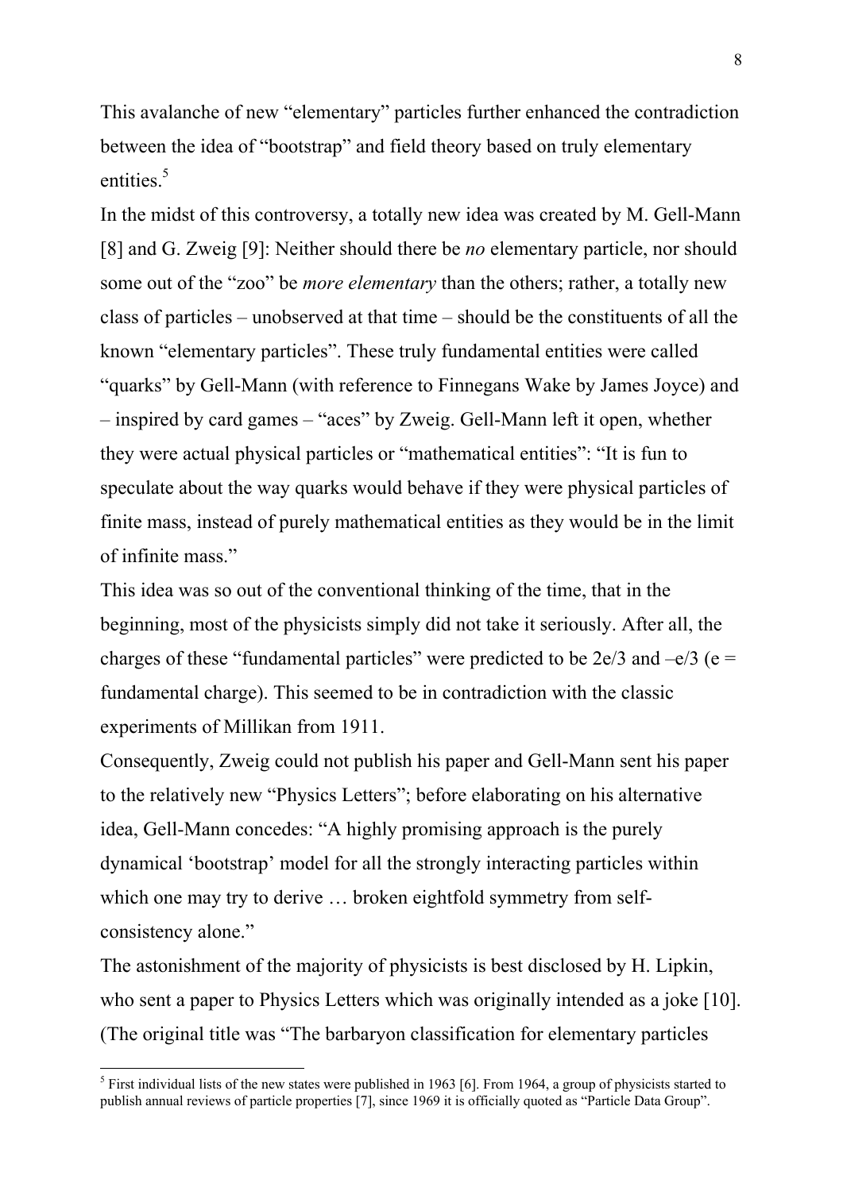This avalanche of new "elementary" particles further enhanced the contradiction between the idea of "bootstrap" and field theory based on truly elementary entities.[5]

In the midst of this controversy, a totally new idea was created by M. Gell-Mann [8] and G. Zweig [9]: Neither should there be *no* elementary particle, nor should some out of the "zoo" be *more elementary* than the others; rather, a totally new class of particles – unobserved at that time – should be the constituents of all the known "elementary particles". These truly fundamental entities were called "quarks" by Gell-Mann (with reference to Finnegans Wake by James Joyce) and – inspired by card games – "aces" by Zweig. Gell-Mann left it open, whether they were actual physical particles or "mathematical entities": "It is fun to speculate about the way quarks would behave if they were physical particles of finite mass, instead of purely mathematical entities as they would be in the limit of infinite mass."

This idea was so out of the conventional thinking of the time, that in the beginning, most of the physicists simply did not take it seriously. After all, the charges of these "fundamental particles" were predicted to be $2e/3$ and $-e/3$ ($e$ = fundamental charge). This seemed to be in contradiction with the classic experiments of Millikan from 1911.

Consequently, Zweig could not publish his paper and Gell-Mann sent his paper to the relatively new "Physics Letters"; before elaborating on his alternative idea, Gell-Mann concedes: "A highly promising approach is the purely dynamical 'bootstrap' model for all the strongly interacting particles within which one may try to derive … broken eightfold symmetry from self-consistency alone."

The astonishment of the majority of physicists is best disclosed by H. Lipkin, who sent a paper to Physics Letters which was originally intended as a joke [10]. (The original title was "The barbaryon classification for elementary particles

[5] First individual lists of the new states were published in 1963 [6]. From 1964, a group of physicists started to publish annual reviews of particle properties [7], since 1969 it is officially quoted as "Particle Data Group".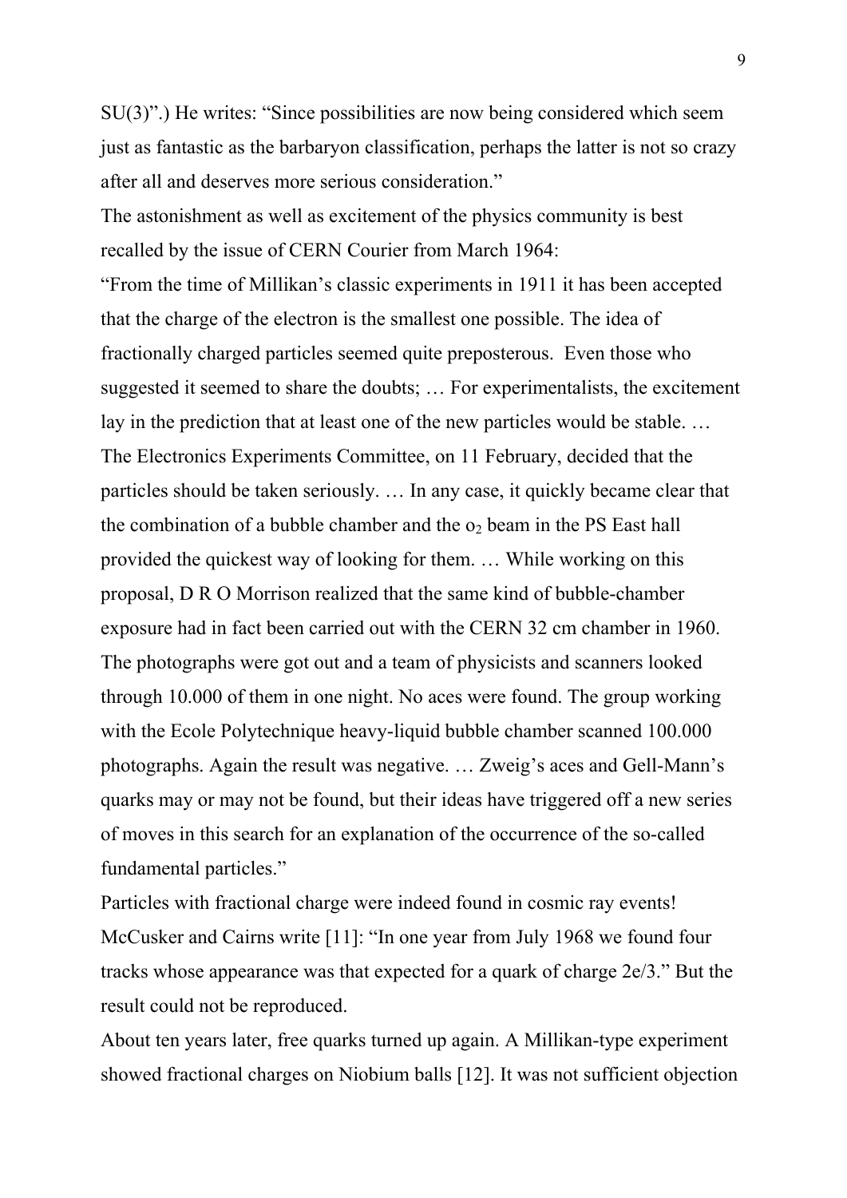SU(3)".) He writes: "Since possibilities are now being considered which seem just as fantastic as the barbaryon classification, perhaps the latter is not so crazy after all and deserves more serious consideration."

The astonishment as well as excitement of the physics community is best recalled by the issue of CERN Courier from March 1964:

"From the time of Millikan's classic experiments in 1911 it has been accepted that the charge of the electron is the smallest one possible. The idea of fractionally charged particles seemed quite preposterous. Even those who suggested it seemed to share the doubts; … For experimentalists, the excitement lay in the prediction that at least one of the new particles would be stable. … The Electronics Experiments Committee, on 11 February, decided that the particles should be taken seriously. … In any case, it quickly became clear that the combination of a bubble chamber and the $o_2$ beam in the PS East hall provided the quickest way of looking for them. … While working on this proposal, D R O Morrison realized that the same kind of bubble-chamber exposure had in fact been carried out with the CERN 32 cm chamber in 1960. The photographs were got out and a team of physicists and scanners looked through 10.000 of them in one night. No aces were found. The group working with the Ecole Polytechnique heavy-liquid bubble chamber scanned 100.000 photographs. Again the result was negative. … Zweig's aces and Gell-Mann's quarks may or may not be found, but their ideas have triggered off a new series of moves in this search for an explanation of the occurrence of the so-called fundamental particles."

Particles with fractional charge were indeed found in cosmic ray events! McCusker and Cairns write [11]: "In one year from July 1968 we found four tracks whose appearance was that expected for a quark of charge 2e/3." But the result could not be reproduced.

About ten years later, free quarks turned up again. A Millikan-type experiment showed fractional charges on Niobium balls [12]. It was not sufficient objection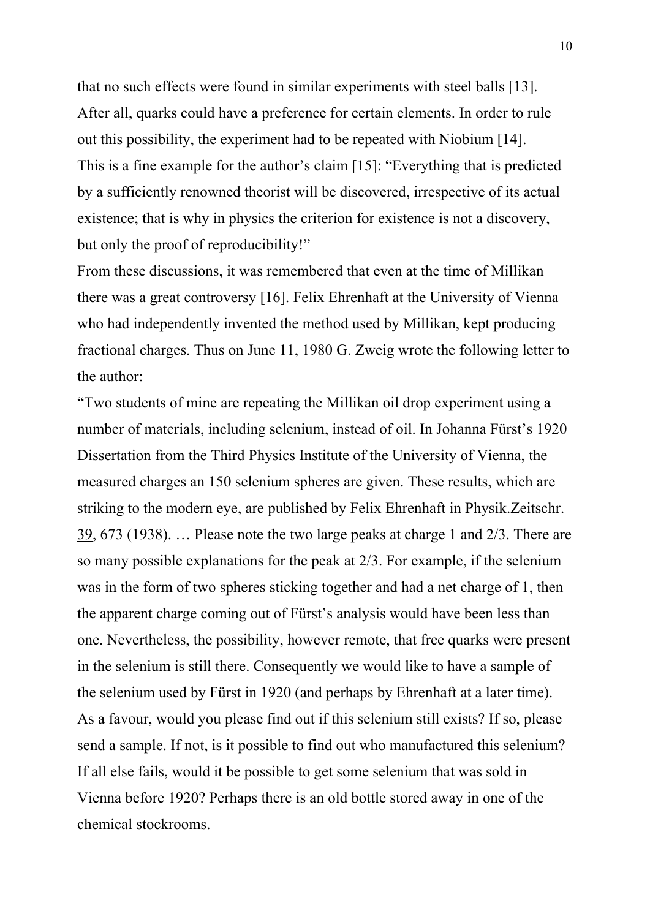that no such effects were found in similar experiments with steel balls [13]. After all, quarks could have a preference for certain elements. In order to rule out this possibility, the experiment had to be repeated with Niobium [14]. This is a fine example for the author's claim [15]: "Everything that is predicted by a sufficiently renowned theorist will be discovered, irrespective of its actual existence; that is why in physics the criterion for existence is not a discovery, but only the proof of reproducibility!"

From these discussions, it was remembered that even at the time of Millikan there was a great controversy [16]. Felix Ehrenhaft at the University of Vienna who had independently invented the method used by Millikan, kept producing fractional charges. Thus on June 11, 1980 G. Zweig wrote the following letter to the author:

"Two students of mine are repeating the Millikan oil drop experiment using a number of materials, including selenium, instead of oil. In Johanna Fürst's 1920 Dissertation from the Third Physics Institute of the University of Vienna, the measured charges an 150 selenium spheres are given. These results, which are striking to the modern eye, are published by Felix Ehrenhaft in Physik.Zeitschr. 39, 673 (1938). … Please note the two large peaks at charge 1 and 2/3. There are so many possible explanations for the peak at 2/3. For example, if the selenium was in the form of two spheres sticking together and had a net charge of 1, then the apparent charge coming out of Fürst's analysis would have been less than one. Nevertheless, the possibility, however remote, that free quarks were present in the selenium is still there. Consequently we would like to have a sample of the selenium used by Fürst in 1920 (and perhaps by Ehrenhaft at a later time). As a favour, would you please find out if this selenium still exists? If so, please send a sample. If not, is it possible to find out who manufactured this selenium? If all else fails, would it be possible to get some selenium that was sold in Vienna before 1920? Perhaps there is an old bottle stored away in one of the chemical stockrooms.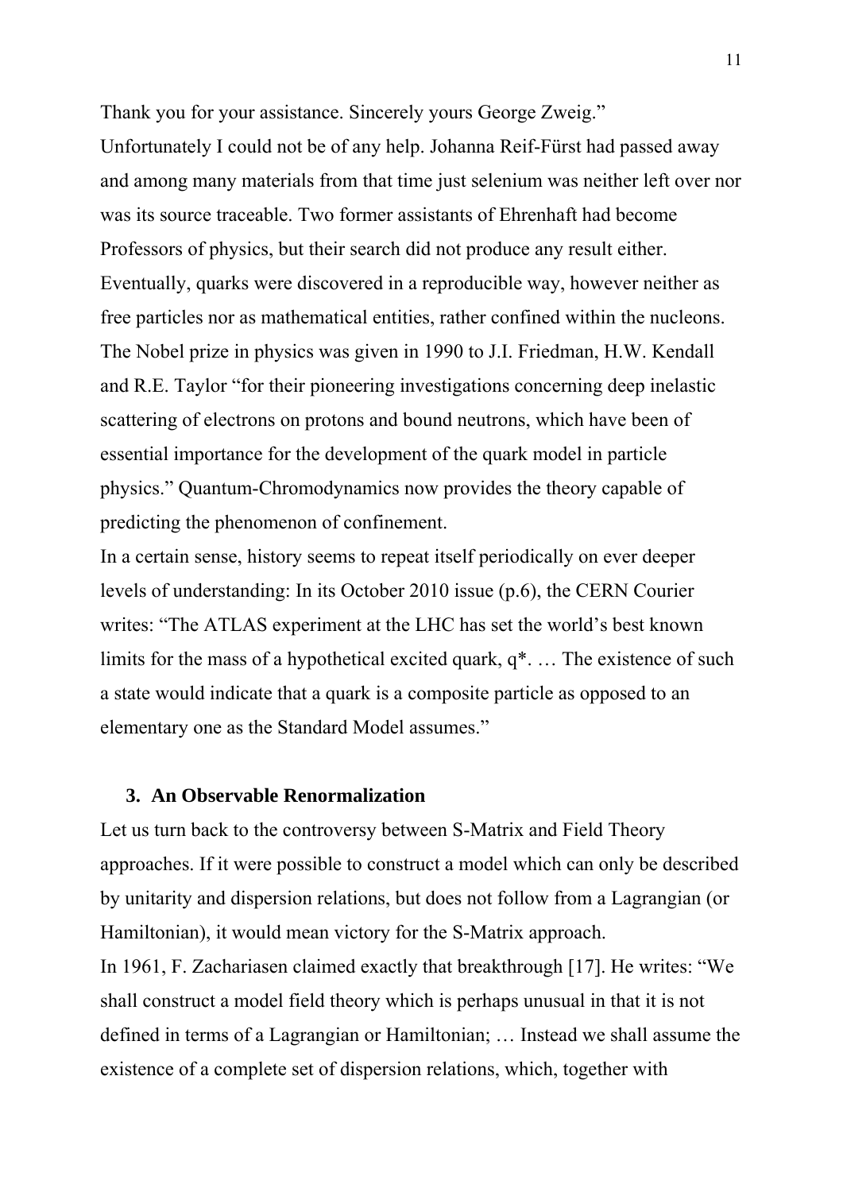Thank you for your assistance. Sincerely yours George Zweig."

Unfortunately I could not be of any help. Johanna Reif-Fürst had passed away and among many materials from that time just selenium was neither left over nor was its source traceable. Two former assistants of Ehrenhaft had become Professors of physics, but their search did not produce any result either. Eventually, quarks were discovered in a reproducible way, however neither as free particles nor as mathematical entities, rather confined within the nucleons. The Nobel prize in physics was given in 1990 to J.I. Friedman, H.W. Kendall and R.E. Taylor "for their pioneering investigations concerning deep inelastic scattering of electrons on protons and bound neutrons, which have been of essential importance for the development of the quark model in particle physics." Quantum-Chromodynamics now provides the theory capable of predicting the phenomenon of confinement.

In a certain sense, history seems to repeat itself periodically on ever deeper levels of understanding: In its October 2010 issue (p.6), the CERN Courier writes: "The ATLAS experiment at the LHC has set the world's best known limits for the mass of a hypothetical excited quark, q*. … The existence of such a state would indicate that a quark is a composite particle as opposed to an elementary one as the Standard Model assumes."

### 3. An Observable Renormalization

Let us turn back to the controversy between S-Matrix and Field Theory approaches. If it were possible to construct a model which can only be described by unitarity and dispersion relations, but does not follow from a Lagrangian (or Hamiltonian), it would mean victory for the S-Matrix approach.

In 1961, F. Zachariasen claimed exactly that breakthrough [17]. He writes: "We shall construct a model field theory which is perhaps unusual in that it is not defined in terms of a Lagrangian or Hamiltonian; … Instead we shall assume the existence of a complete set of dispersion relations, which, together with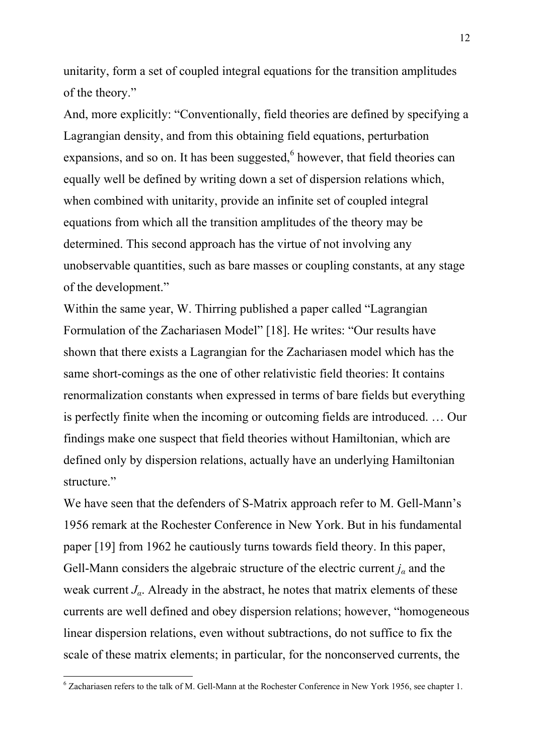unitarity, form a set of coupled integral equations for the transition amplitudes of the theory."

And, more explicitly: "Conventionally, field theories are defined by specifying a Lagrangian density, and from this obtaining field equations, perturbation expansions, and so on. It has been suggested,[6] however, that field theories can equally well be defined by writing down a set of dispersion relations which, when combined with unitarity, provide an infinite set of coupled integral equations from which all the transition amplitudes of the theory may be determined. This second approach has the virtue of not involving any unobservable quantities, such as bare masses or coupling constants, at any stage of the development."

Within the same year, W. Thirring published a paper called "Lagrangian Formulation of the Zachariasen Model" [18]. He writes: "Our results have shown that there exists a Lagrangian for the Zachariasen model which has the same short-comings as the one of other relativistic field theories: It contains renormalization constants when expressed in terms of bare fields but everything is perfectly finite when the incoming or outcoming fields are introduced. … Our findings make one suspect that field theories without Hamiltonian, which are defined only by dispersion relations, actually have an underlying Hamiltonian structure."

We have seen that the defenders of S-Matrix approach refer to M. Gell-Mann's 1956 remark at the Rochester Conference in New York. But in his fundamental paper [19] from 1962 he cautiously turns towards field theory. In this paper, Gell-Mann considers the algebraic structure of the electric current $j_\alpha$ and the weak current $J_\alpha$. Already in the abstract, he notes that matrix elements of these currents are well defined and obey dispersion relations; however, "homogeneous linear dispersion relations, even without subtractions, do not suffice to fix the scale of these matrix elements; in particular, for the nonconserved currents, the

[6] Zachariasen refers to the talk of M. Gell-Mann at the Rochester Conference in New York 1956, see chapter 1.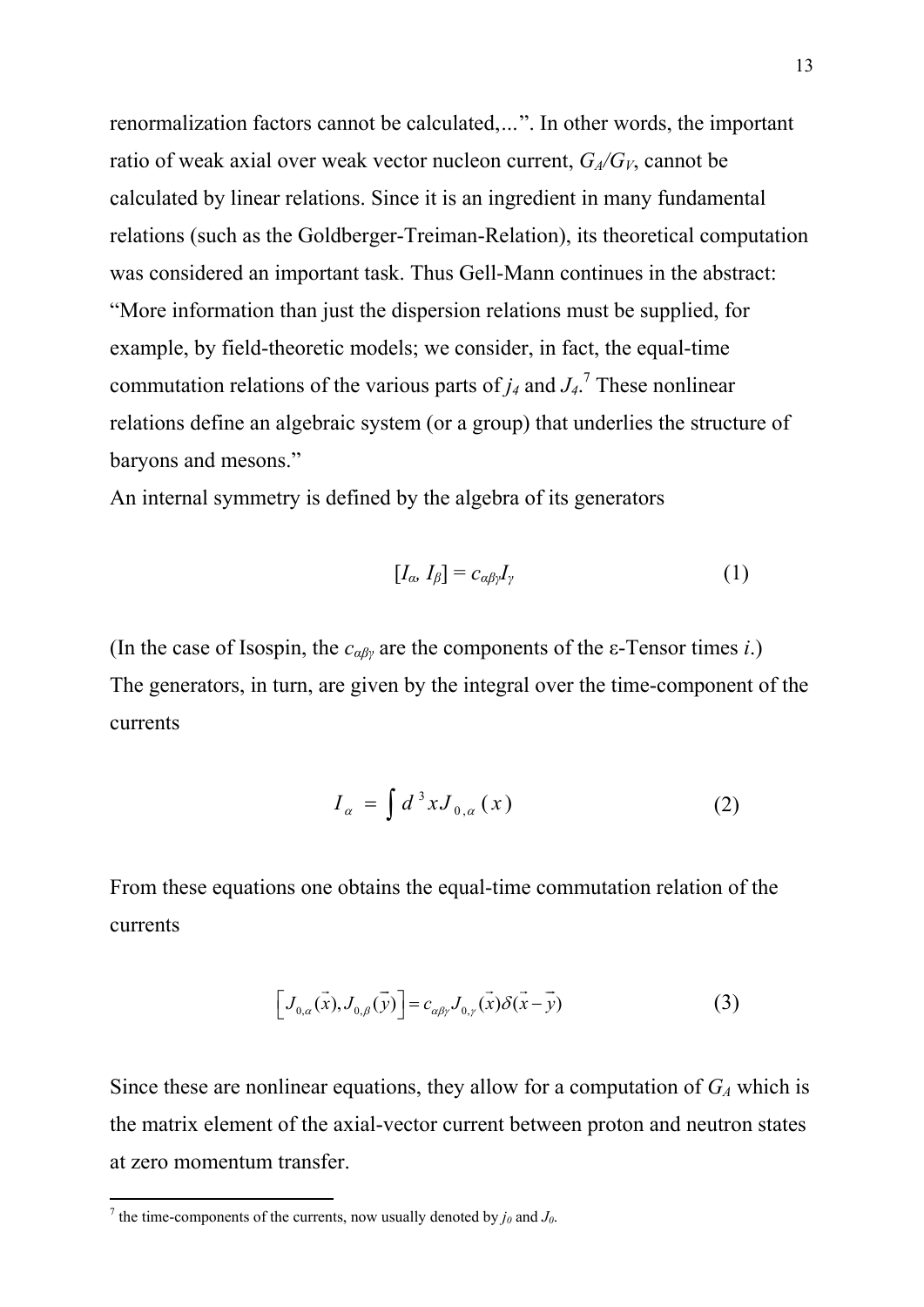renormalization factors cannot be calculated,...". In other words, the important ratio of weak axial over weak vector nucleon current, $G_A/G_V$, cannot be calculated by linear relations. Since it is an ingredient in many fundamental relations (such as the Goldberger-Treiman-Relation), its theoretical computation was considered an important task. Thus Gell-Mann continues in the abstract: "More information than just the dispersion relations must be supplied, for example, by field-theoretic models; we consider, in fact, the equal-time commutation relations of the various parts of $j_4$ and $J_4$.[7] These nonlinear relations define an algebraic system (or a group) that underlies the structure of baryons and mesons."

An internal symmetry is defined by the algebra of its generators

$$[I_\alpha, I_\beta] = c_{\alpha\beta\gamma} I_\gamma \tag{1}$$

(In the case of Isospin, the $c_{\alpha\beta\gamma}$ are the components of the ε-Tensor times *i*.)
The generators, in turn, are given by the integral over the time-component of the currents

$$I_\alpha = \int d^3x J_{0,\alpha}(x) \tag{2}$$

From these equations one obtains the equal-time commutation relation of the currents

$$\left[ J_{0,\alpha}(\vec{x}), J_{0,\beta}(\vec{y}) \right] = c_{\alpha\beta\gamma} J_{0,\gamma}(\vec{x}) \delta(\vec{x} - \vec{y}) \tag{3}$$

Since these are nonlinear equations, they allow for a computation of $G_A$ which is the matrix element of the axial-vector current between proton and neutron states at zero momentum transfer.

[7] the time-components of the currents, now usually denoted by $j_0$ and $J_0$.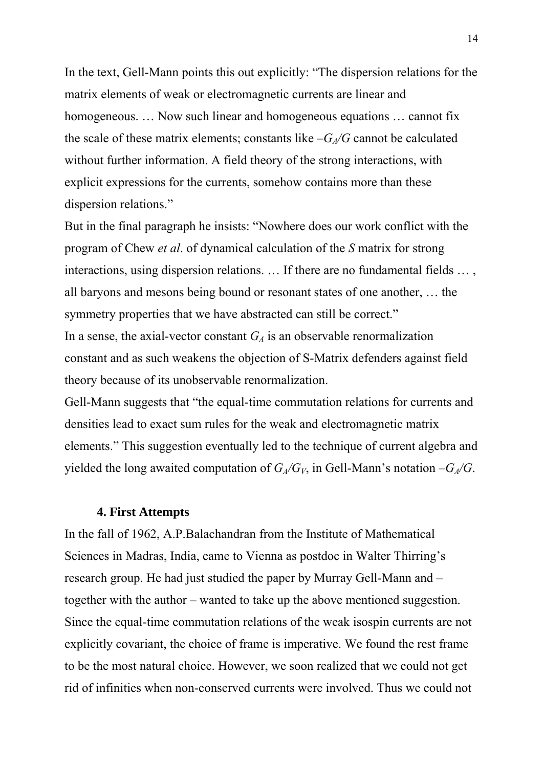In the text, Gell-Mann points this out explicitly: "The dispersion relations for the matrix elements of weak or electromagnetic currents are linear and homogeneous. … Now such linear and homogeneous equations … cannot fix the scale of these matrix elements; constants like $-G_A/G$ cannot be calculated without further information. A field theory of the strong interactions, with explicit expressions for the currents, somehow contains more than these dispersion relations."

But in the final paragraph he insists: "Nowhere does our work conflict with the program of Chew *et al*. of dynamical calculation of the *S* matrix for strong interactions, using dispersion relations. … If there are no fundamental fields … , all baryons and mesons being bound or resonant states of one another, … the symmetry properties that we have abstracted can still be correct."

In a sense, the axial-vector constant $G_A$ is an observable renormalization constant and as such weakens the objection of S-Matrix defenders against field theory because of its unobservable renormalization.

Gell-Mann suggests that "the equal-time commutation relations for currents and densities lead to exact sum rules for the weak and electromagnetic matrix elements." This suggestion eventually led to the technique of current algebra and yielded the long awaited computation of $G_A/G_V$, in Gell-Mann's notation $-G_A/G$.

### 4. First Attempts

In the fall of 1962, A.P.Balachandran from the Institute of Mathematical Sciences in Madras, India, came to Vienna as postdoc in Walter Thirring's research group. He had just studied the paper by Murray Gell-Mann and – together with the author – wanted to take up the above mentioned suggestion. Since the equal-time commutation relations of the weak isospin currents are not explicitly covariant, the choice of frame is imperative. We found the rest frame to be the most natural choice. However, we soon realized that we could not get rid of infinities when non-conserved currents were involved. Thus we could not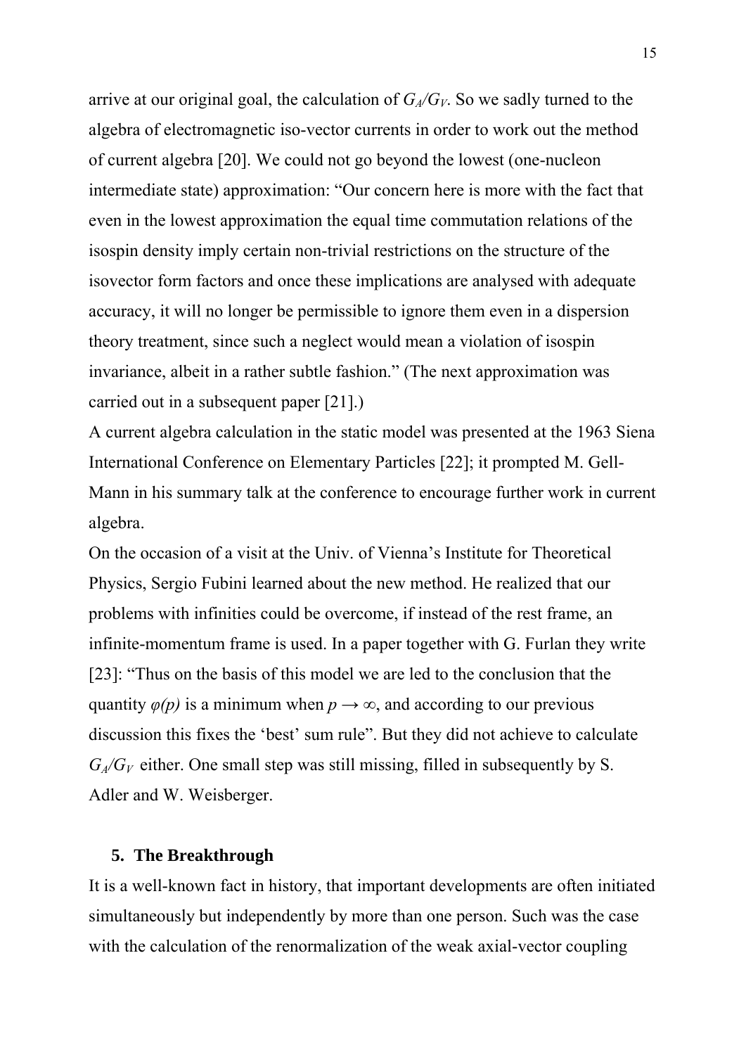arrive at our original goal, the calculation of $G_A/G_V$. So we sadly turned to the algebra of electromagnetic iso-vector currents in order to work out the method of current algebra [20]. We could not go beyond the lowest (one-nucleon intermediate state) approximation: "Our concern here is more with the fact that even in the lowest approximation the equal time commutation relations of the isospin density imply certain non-trivial restrictions on the structure of the isovector form factors and once these implications are analysed with adequate accuracy, it will no longer be permissible to ignore them even in a dispersion theory treatment, since such a neglect would mean a violation of isospin invariance, albeit in a rather subtle fashion." (The next approximation was carried out in a subsequent paper [21].)

A current algebra calculation in the static model was presented at the 1963 Siena International Conference on Elementary Particles [22]; it prompted M. Gell-Mann in his summary talk at the conference to encourage further work in current algebra.

On the occasion of a visit at the Univ. of Vienna's Institute for Theoretical Physics, Sergio Fubini learned about the new method. He realized that our problems with infinities could be overcome, if instead of the rest frame, an infinite-momentum frame is used. In a paper together with G. Furlan they write [23]: "Thus on the basis of this model we are led to the conclusion that the quantity $\varphi(p)$ is a minimum when $p \rightarrow \infty$, and according to our previous discussion this fixes the 'best' sum rule". But they did not achieve to calculate $G_A/G_V$ either. One small step was still missing, filled in subsequently by S. Adler and W. Weisberger.

## 5. The Breakthrough

It is a well-known fact in history, that important developments are often initiated simultaneously but independently by more than one person. Such was the case with the calculation of the renormalization of the weak axial-vector coupling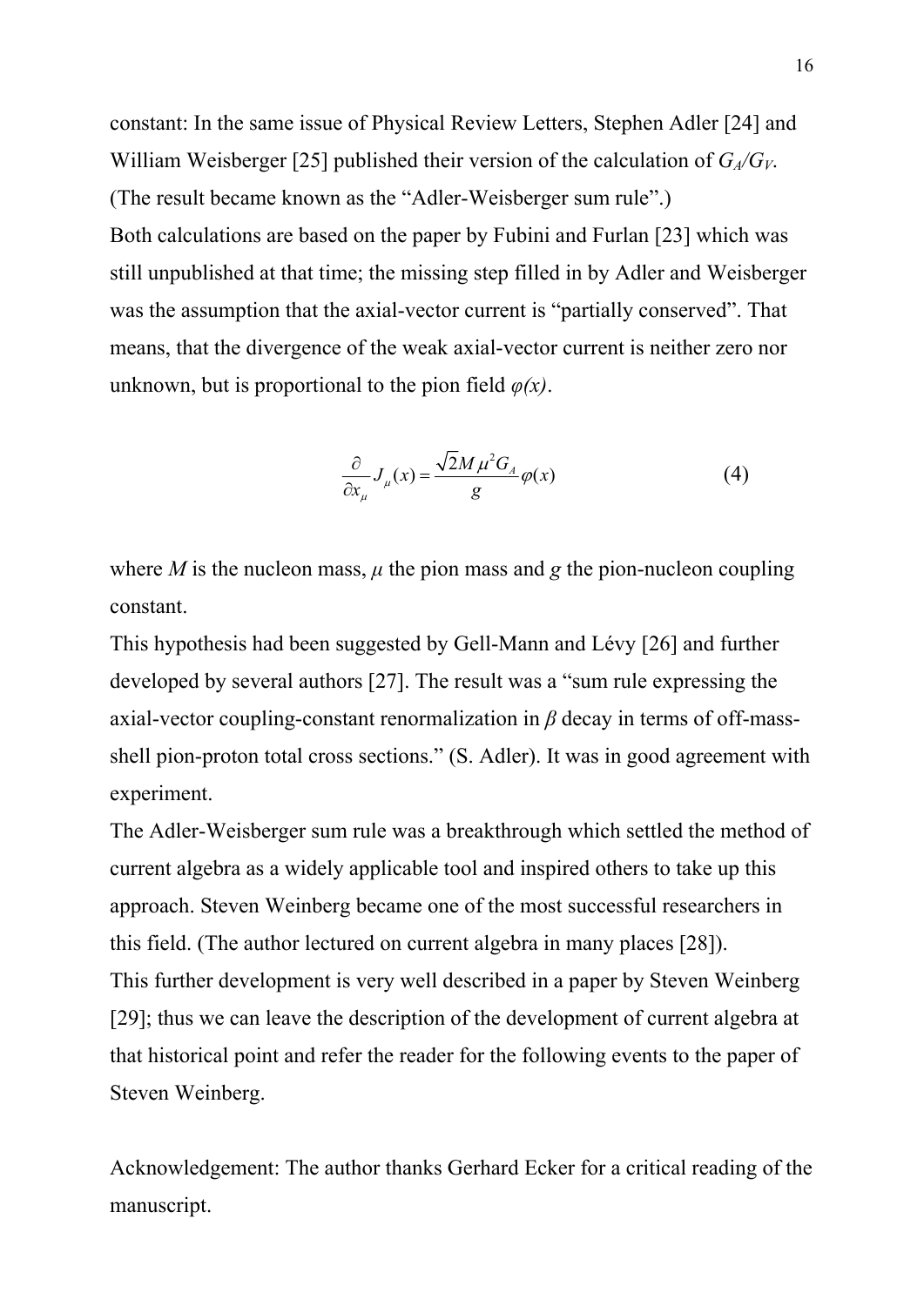constant: In the same issue of Physical Review Letters, Stephen Adler [24] and William Weisberger [25] published their version of the calculation of $G_A/G_V$. (The result became known as the "Adler-Weisberger sum rule".)

Both calculations are based on the paper by Fubini and Furlan [23] which was still unpublished at that time; the missing step filled in by Adler and Weisberger was the assumption that the axial-vector current is "partially conserved". That means, that the divergence of the weak axial-vector current is neither zero nor unknown, but is proportional to the pion field $\varphi(x)$.

$$\frac{\partial}{\partial x_\mu} J_\mu(x) = \frac{\sqrt{2} M \mu^2 G_A}{g} \varphi(x) \tag{4}$$

where $M$ is the nucleon mass, $\mu$ the pion mass and $g$ the pion-nucleon coupling constant.

This hypothesis had been suggested by Gell-Mann and Lévy [26] and further developed by several authors [27]. The result was a "sum rule expressing the axial-vector coupling-constant renormalization in $\beta$ decay in terms of off-mass-shell pion-proton total cross sections." (S. Adler). It was in good agreement with experiment.

The Adler-Weisberger sum rule was a breakthrough which settled the method of current algebra as a widely applicable tool and inspired others to take up this approach. Steven Weinberg became one of the most successful researchers in this field. (The author lectured on current algebra in many places [28]).

This further development is very well described in a paper by Steven Weinberg [29]; thus we can leave the description of the development of current algebra at that historical point and refer the reader for the following events to the paper of Steven Weinberg.

Acknowledgement: The author thanks Gerhard Ecker for a critical reading of the manuscript.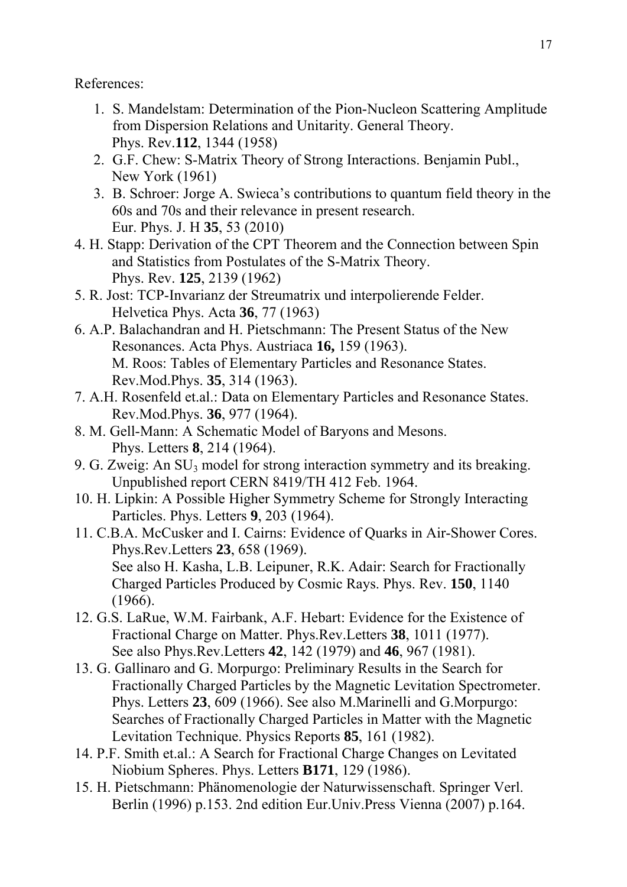References:

1. S. Mandelstam: Determination of the Pion-Nucleon Scattering Amplitude from Dispersion Relations and Unitarity. General Theory. Phys. Rev.**112**, 1344 (1958)
2. G.F. Chew: S-Matrix Theory of Strong Interactions. Benjamin Publ., New York (1961)
3. B. Schroer: Jorge A. Swieca's contributions to quantum field theory in the 60s and 70s and their relevance in present research. Eur. Phys. J. H **35**, 53 (2010)
4. H. Stapp: Derivation of the CPT Theorem and the Connection between Spin and Statistics from Postulates of the S-Matrix Theory. Phys. Rev. **125**, 2139 (1962)
5. R. Jost: TCP-Invarianz der Streumatrix und interpolierende Felder. Helvetica Phys. Acta **36**, 77 (1963)
6. A.P. Balachandran and H. Pietschmann: The Present Status of the New Resonances. Acta Phys. Austriaca **16,** 159 (1963).
   M. Roos: Tables of Elementary Particles and Resonance States. Rev.Mod.Phys. **35**, 314 (1963).
7. A.H. Rosenfeld et.al.: Data on Elementary Particles and Resonance States. Rev.Mod.Phys. **36**, 977 (1964).
8. M. Gell-Mann: A Schematic Model of Baryons and Mesons. Phys. Letters **8**, 214 (1964).
9. G. Zweig: An $SU_3$ model for strong interaction symmetry and its breaking. Unpublished report CERN 8419/TH 412 Feb. 1964.
10. H. Lipkin: A Possible Higher Symmetry Scheme for Strongly Interacting Particles. Phys. Letters **9**, 203 (1964).
11. C.B.A. McCusker and I. Cairns: Evidence of Quarks in Air-Shower Cores. Phys.Rev.Letters **23**, 658 (1969).
    See also H. Kasha, L.B. Leipuner, R.K. Adair: Search for Fractionally Charged Particles Produced by Cosmic Rays. Phys. Rev. **150**, 1140 (1966).
12. G.S. LaRue, W.M. Fairbank, A.F. Hebart: Evidence for the Existence of Fractional Charge on Matter. Phys.Rev.Letters **38**, 1011 (1977).
    See also Phys.Rev.Letters **42**, 142 (1979) and **46**, 967 (1981).
13. G. Gallinaro and G. Morpurgo: Preliminary Results in the Search for Fractionally Charged Particles by the Magnetic Levitation Spectrometer. Phys. Letters **23**, 609 (1966). See also M.Marinelli and G.Morpurgo: Searches of Fractionally Charged Particles in Matter with the Magnetic Levitation Technique. Physics Reports **85**, 161 (1982).
14. P.F. Smith et.al.: A Search for Fractional Charge Changes on Levitated Niobium Spheres. Phys. Letters **B171**, 129 (1986).
15. H. Pietschmann: Phänomenologie der Naturwissenschaft. Springer Verl. Berlin (1996) p.153. 2nd edition Eur.Univ.Press Vienna (2007) p.164.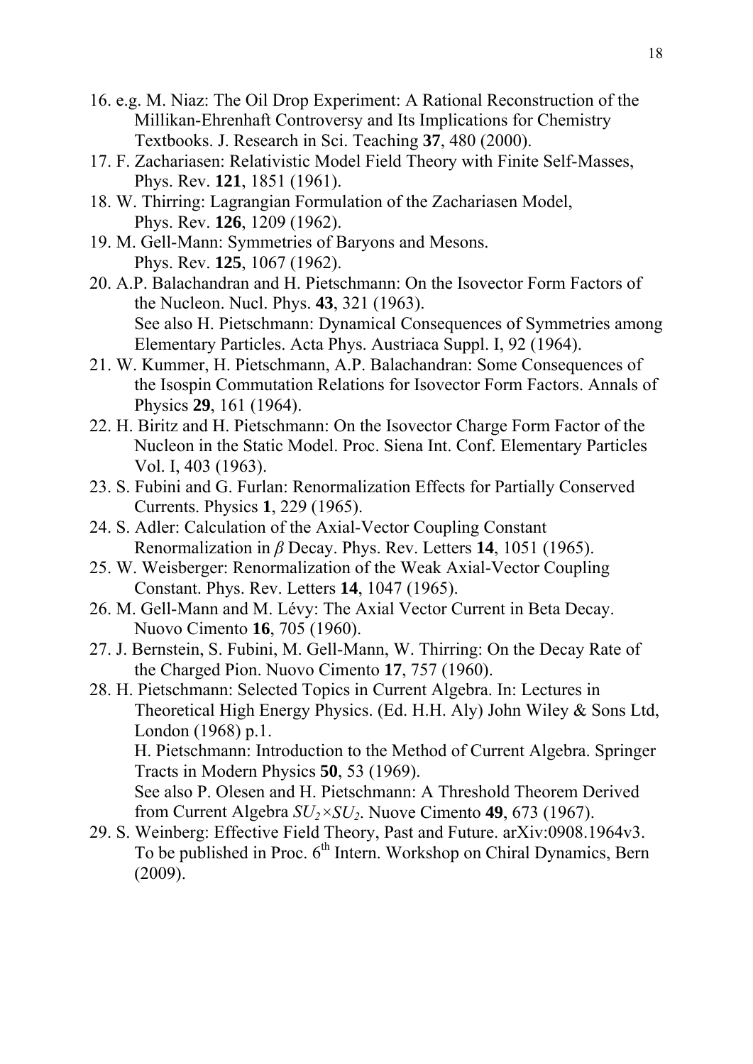16. e.g. M. Niaz: The Oil Drop Experiment: A Rational Reconstruction of the Millikan-Ehrenhaft Controversy and Its Implications for Chemistry Textbooks. J. Research in Sci. Teaching **37**, 480 (2000).
17. F. Zachariasen: Relativistic Model Field Theory with Finite Self-Masses, Phys. Rev. **121**, 1851 (1961).
18. W. Thirring: Lagrangian Formulation of the Zachariasen Model, Phys. Rev. **126**, 1209 (1962).
19. M. Gell-Mann: Symmetries of Baryons and Mesons. Phys. Rev. **125**, 1067 (1962).
20. A.P. Balachandran and H. Pietschmann: On the Isovector Form Factors of the Nucleon. Nucl. Phys. **43**, 321 (1963).
    See also H. Pietschmann: Dynamical Consequences of Symmetries among Elementary Particles. Acta Phys. Austriaca Suppl. I, 92 (1964).
21. W. Kummer, H. Pietschmann, A.P. Balachandran: Some Consequences of the Isospin Commutation Relations for Isovector Form Factors. Annals of Physics **29**, 161 (1964).
22. H. Biritz and H. Pietschmann: On the Isovector Charge Form Factor of the Nucleon in the Static Model. Proc. Siena Int. Conf. Elementary Particles Vol. I, 403 (1963).
23. S. Fubini and G. Furlan: Renormalization Effects for Partially Conserved Currents. Physics **1**, 229 (1965).
24. S. Adler: Calculation of the Axial-Vector Coupling Constant Renormalization in $\beta$ Decay. Phys. Rev. Letters **14**, 1051 (1965).
25. W. Weisberger: Renormalization of the Weak Axial-Vector Coupling Constant. Phys. Rev. Letters **14**, 1047 (1965).
26. M. Gell-Mann and M. Lévy: The Axial Vector Current in Beta Decay. Nuovo Cimento **16**, 705 (1960).
27. J. Bernstein, S. Fubini, M. Gell-Mann, W. Thirring: On the Decay Rate of the Charged Pion. Nuovo Cimento **17**, 757 (1960).
28. H. Pietschmann: Selected Topics in Current Algebra. In: Lectures in Theoretical High Energy Physics. (Ed. H.H. Aly) John Wiley & Sons Ltd, London (1968) p.1.
    H. Pietschmann: Introduction to the Method of Current Algebra. Springer Tracts in Modern Physics **50**, 53 (1969).
    See also P. Olesen and H. Pietschmann: A Threshold Theorem Derived from Current Algebra $SU_2 \times SU_2$. Nuove Cimento **49**, 673 (1967).
29. S. Weinberg: Effective Field Theory, Past and Future. arXiv:0908.1964v3. To be published in Proc. 6th Intern. Workshop on Chiral Dynamics, Bern (2009).